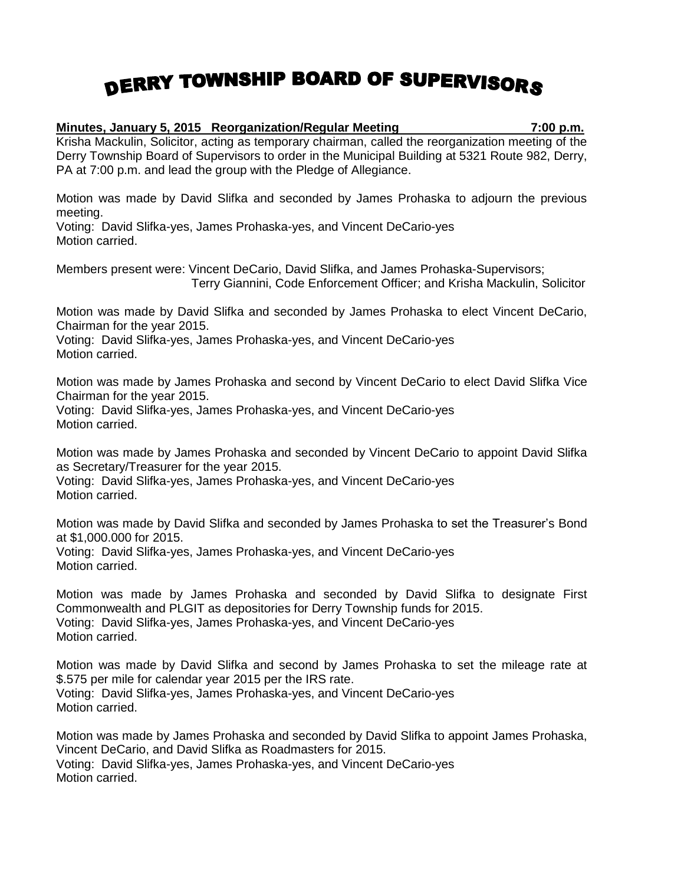# DERRY TOWNSHIP BOARD OF SUPERVISORS

**Minutes, January 5, 2015 Reorganization/Regular Meeting 7:00 p.m.**

Krisha Mackulin, Solicitor, acting as temporary chairman, called the reorganization meeting of the Derry Township Board of Supervisors to order in the Municipal Building at 5321 Route 982, Derry, PA at 7:00 p.m. and lead the group with the Pledge of Allegiance.

Motion was made by David Slifka and seconded by James Prohaska to adjourn the previous meeting.
Voting: David Slifka-yes, James Prohaska-yes, and Vincent DeCario-yes
Motion carried.

Members present were: Vincent DeCario, David Slifka, and James Prohaska-Supervisors;
Terry Giannini, Code Enforcement Officer; and Krisha Mackulin, Solicitor

Motion was made by David Slifka and seconded by James Prohaska to elect Vincent DeCario, Chairman for the year 2015.
Voting: David Slifka-yes, James Prohaska-yes, and Vincent DeCario-yes
Motion carried.

Motion was made by James Prohaska and second by Vincent DeCario to elect David Slifka Vice Chairman for the year 2015.
Voting: David Slifka-yes, James Prohaska-yes, and Vincent DeCario-yes
Motion carried.

Motion was made by James Prohaska and seconded by Vincent DeCario to appoint David Slifka as Secretary/Treasurer for the year 2015.
Voting: David Slifka-yes, James Prohaska-yes, and Vincent DeCario-yes
Motion carried.

Motion was made by David Slifka and seconded by James Prohaska to set the Treasurer's Bond at $1,000.000 for 2015.
Voting: David Slifka-yes, James Prohaska-yes, and Vincent DeCario-yes
Motion carried.

Motion was made by James Prohaska and seconded by David Slifka to designate First Commonwealth and PLGIT as depositories for Derry Township funds for 2015.
Voting: David Slifka-yes, James Prohaska-yes, and Vincent DeCario-yes
Motion carried.

Motion was made by David Slifka and second by James Prohaska to set the mileage rate at $.575 per mile for calendar year 2015 per the IRS rate.
Voting: David Slifka-yes, James Prohaska-yes, and Vincent DeCario-yes
Motion carried.

Motion was made by James Prohaska and seconded by David Slifka to appoint James Prohaska, Vincent DeCario, and David Slifka as Roadmasters for 2015.
Voting: David Slifka-yes, James Prohaska-yes, and Vincent DeCario-yes
Motion carried.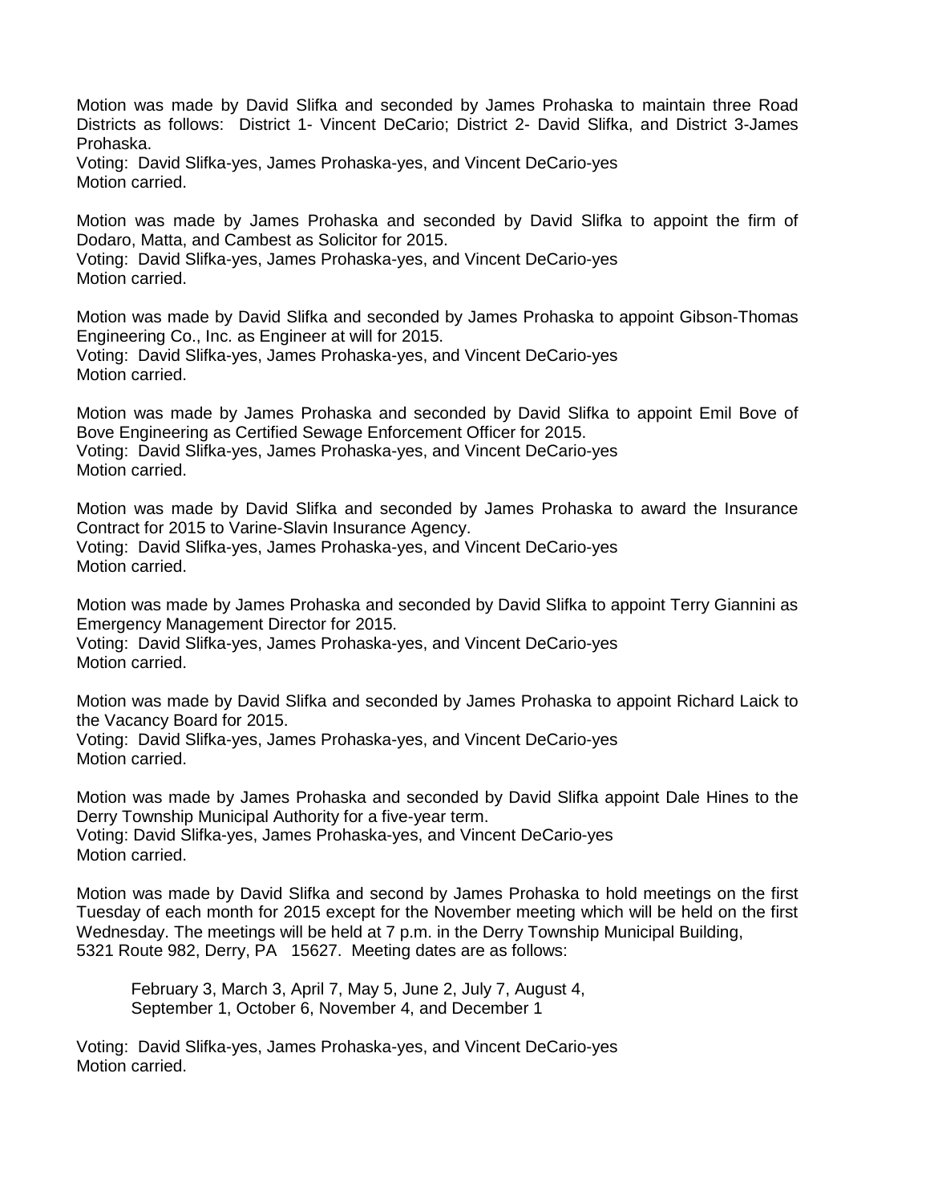Motion was made by David Slifka and seconded by James Prohaska to maintain three Road Districts as follows: District 1- Vincent DeCario; District 2- David Slifka, and District 3-James Prohaska.
Voting: David Slifka-yes, James Prohaska-yes, and Vincent DeCario-yes
Motion carried.

Motion was made by James Prohaska and seconded by David Slifka to appoint the firm of Dodaro, Matta, and Cambest as Solicitor for 2015.
Voting: David Slifka-yes, James Prohaska-yes, and Vincent DeCario-yes
Motion carried.

Motion was made by David Slifka and seconded by James Prohaska to appoint Gibson-Thomas Engineering Co., Inc. as Engineer at will for 2015.
Voting: David Slifka-yes, James Prohaska-yes, and Vincent DeCario-yes
Motion carried.

Motion was made by James Prohaska and seconded by David Slifka to appoint Emil Bove of Bove Engineering as Certified Sewage Enforcement Officer for 2015.
Voting: David Slifka-yes, James Prohaska-yes, and Vincent DeCario-yes
Motion carried.

Motion was made by David Slifka and seconded by James Prohaska to award the Insurance Contract for 2015 to Varine-Slavin Insurance Agency.
Voting: David Slifka-yes, James Prohaska-yes, and Vincent DeCario-yes
Motion carried.

Motion was made by James Prohaska and seconded by David Slifka to appoint Terry Giannini as Emergency Management Director for 2015.
Voting: David Slifka-yes, James Prohaska-yes, and Vincent DeCario-yes
Motion carried.

Motion was made by David Slifka and seconded by James Prohaska to appoint Richard Laick to the Vacancy Board for 2015.
Voting: David Slifka-yes, James Prohaska-yes, and Vincent DeCario-yes
Motion carried.

Motion was made by James Prohaska and seconded by David Slifka appoint Dale Hines to the Derry Township Municipal Authority for a five-year term.
Voting: David Slifka-yes, James Prohaska-yes, and Vincent DeCario-yes
Motion carried.

Motion was made by David Slifka and second by James Prohaska to hold meetings on the first Tuesday of each month for 2015 except for the November meeting which will be held on the first Wednesday. The meetings will be held at 7 p.m. in the Derry Township Municipal Building, 5321 Route 982, Derry, PA 15627. Meeting dates are as follows:

February 3, March 3, April 7, May 5, June 2, July 7, August 4,
September 1, October 6, November 4, and December 1

Voting: David Slifka-yes, James Prohaska-yes, and Vincent DeCario-yes
Motion carried.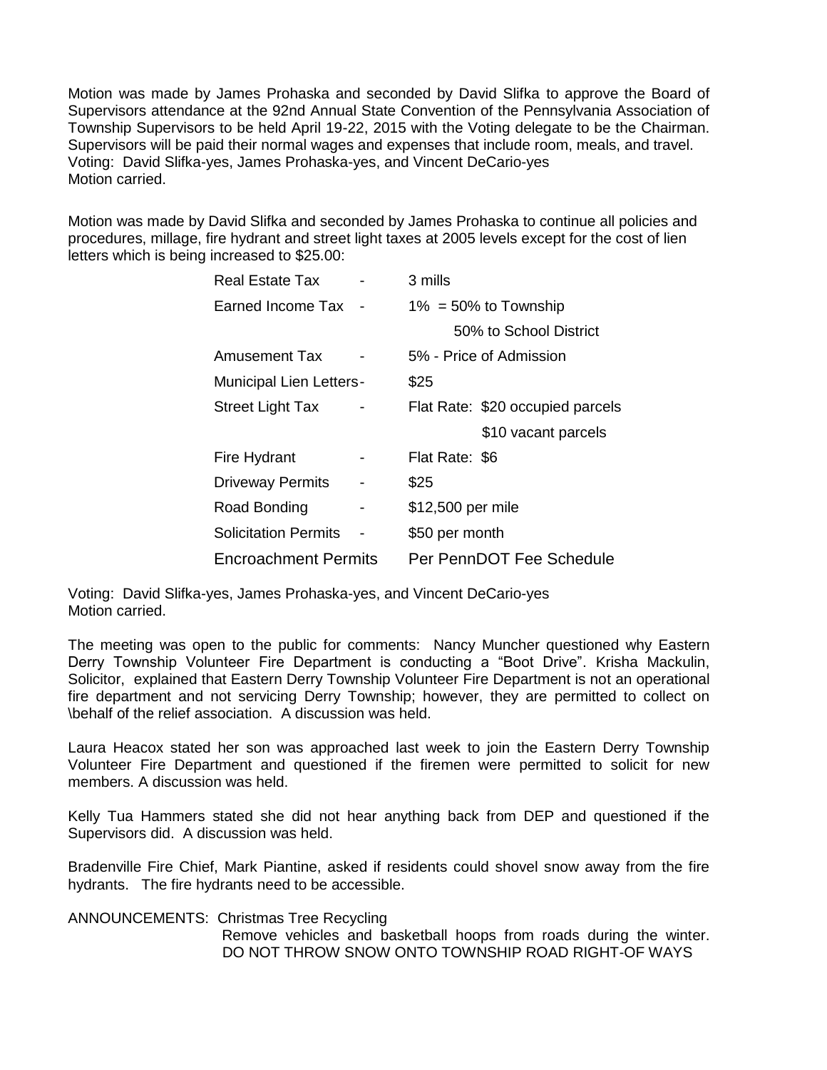Motion was made by James Prohaska and seconded by David Slifka to approve the Board of Supervisors attendance at the 92nd Annual State Convention of the Pennsylvania Association of Township Supervisors to be held April 19-22, 2015 with the Voting delegate to be the Chairman. Supervisors will be paid their normal wages and expenses that include room, meals, and travel.
Voting: David Slifka-yes, James Prohaska-yes, and Vincent DeCario-yes
Motion carried.

Motion was made by David Slifka and seconded by James Prohaska to continue all policies and procedures, millage, fire hydrant and street light taxes at 2005 levels except for the cost of lien letters which is being increased to $25.00:

| | | |
|---|---|---|
| Real Estate Tax | - | 3 mills |
| Earned Income Tax | - | 1% = 50% to Township |
| | | 50% to School District |
| Amusement Tax | - | 5% - Price of Admission |
| Municipal Lien Letters | - | $25 |
| Street Light Tax | - | Flat Rate: $20 occupied parcels |
| | | $10 vacant parcels |
| Fire Hydrant | - | Flat Rate: $6 |
| Driveway Permits | - | $25 |
| Road Bonding | - | $12,500 per mile |
| Solicitation Permits | - | $50 per month |
| Encroachment Permits | | Per PennDOT Fee Schedule |

Voting: David Slifka-yes, James Prohaska-yes, and Vincent DeCario-yes
Motion carried.

The meeting was open to the public for comments: Nancy Muncher questioned why Eastern Derry Township Volunteer Fire Department is conducting a "Boot Drive". Krisha Mackulin, Solicitor, explained that Eastern Derry Township Volunteer Fire Department is not an operational fire department and not servicing Derry Township; however, they are permitted to collect on \behalf of the relief association. A discussion was held.

Laura Heacox stated her son was approached last week to join the Eastern Derry Township Volunteer Fire Department and questioned if the firemen were permitted to solicit for new members. A discussion was held.

Kelly Tua Hammers stated she did not hear anything back from DEP and questioned if the Supervisors did. A discussion was held.

Bradenville Fire Chief, Mark Piantine, asked if residents could shovel snow away from the fire hydrants. The fire hydrants need to be accessible.

ANNOUNCEMENTS: Christmas Tree Recycling
Remove vehicles and basketball hoops from roads during the winter.
DO NOT THROW SNOW ONTO TOWNSHIP ROAD RIGHT-OF WAYS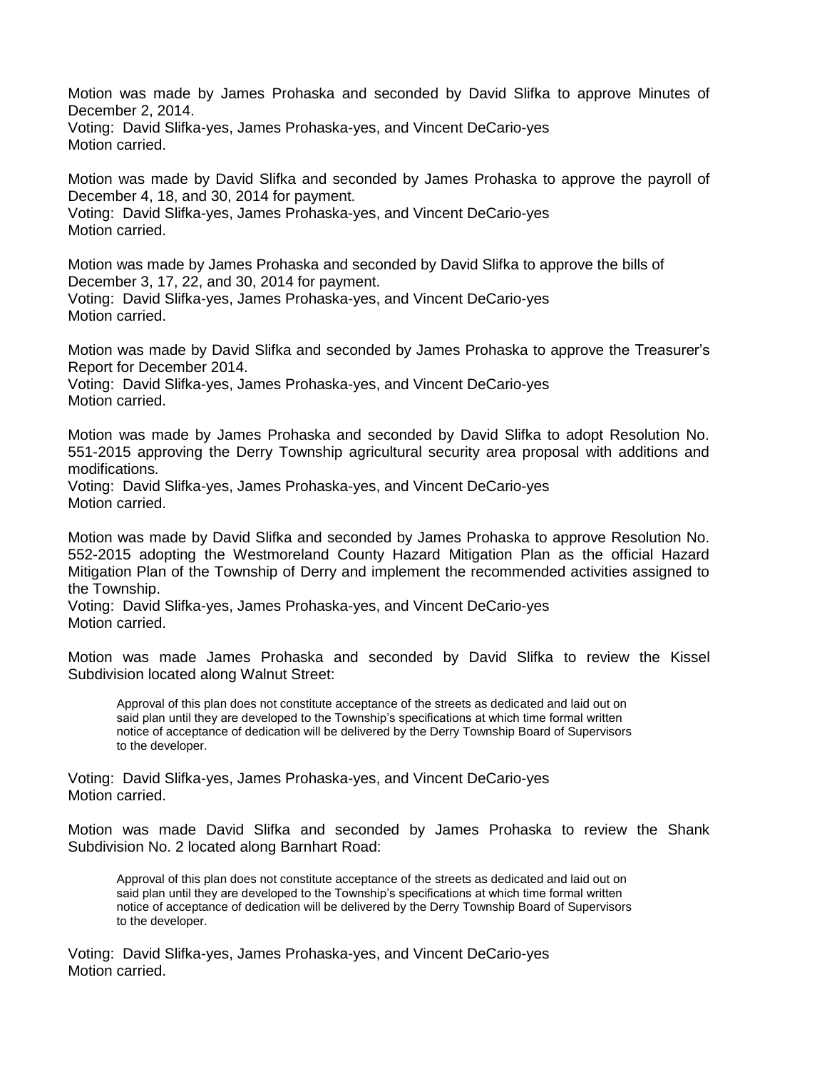Motion was made by James Prohaska and seconded by David Slifka to approve Minutes of December 2, 2014.
Voting: David Slifka-yes, James Prohaska-yes, and Vincent DeCario-yes
Motion carried.

Motion was made by David Slifka and seconded by James Prohaska to approve the payroll of December 4, 18, and 30, 2014 for payment.
Voting: David Slifka-yes, James Prohaska-yes, and Vincent DeCario-yes
Motion carried.

Motion was made by James Prohaska and seconded by David Slifka to approve the bills of December 3, 17, 22, and 30, 2014 for payment.
Voting: David Slifka-yes, James Prohaska-yes, and Vincent DeCario-yes
Motion carried.

Motion was made by David Slifka and seconded by James Prohaska to approve the Treasurer's Report for December 2014.
Voting: David Slifka-yes, James Prohaska-yes, and Vincent DeCario-yes
Motion carried.

Motion was made by James Prohaska and seconded by David Slifka to adopt Resolution No. 551-2015 approving the Derry Township agricultural security area proposal with additions and modifications.
Voting: David Slifka-yes, James Prohaska-yes, and Vincent DeCario-yes
Motion carried.

Motion was made by David Slifka and seconded by James Prohaska to approve Resolution No. 552-2015 adopting the Westmoreland County Hazard Mitigation Plan as the official Hazard Mitigation Plan of the Township of Derry and implement the recommended activities assigned to the Township.
Voting: David Slifka-yes, James Prohaska-yes, and Vincent DeCario-yes
Motion carried.

Motion was made James Prohaska and seconded by David Slifka to review the Kissel Subdivision located along Walnut Street:

> Approval of this plan does not constitute acceptance of the streets as dedicated and laid out on said plan until they are developed to the Township's specifications at which time formal written notice of acceptance of dedication will be delivered by the Derry Township Board of Supervisors to the developer.

Voting: David Slifka-yes, James Prohaska-yes, and Vincent DeCario-yes
Motion carried.

Motion was made David Slifka and seconded by James Prohaska to review the Shank Subdivision No. 2 located along Barnhart Road:

> Approval of this plan does not constitute acceptance of the streets as dedicated and laid out on said plan until they are developed to the Township's specifications at which time formal written notice of acceptance of dedication will be delivered by the Derry Township Board of Supervisors to the developer.

Voting: David Slifka-yes, James Prohaska-yes, and Vincent DeCario-yes
Motion carried.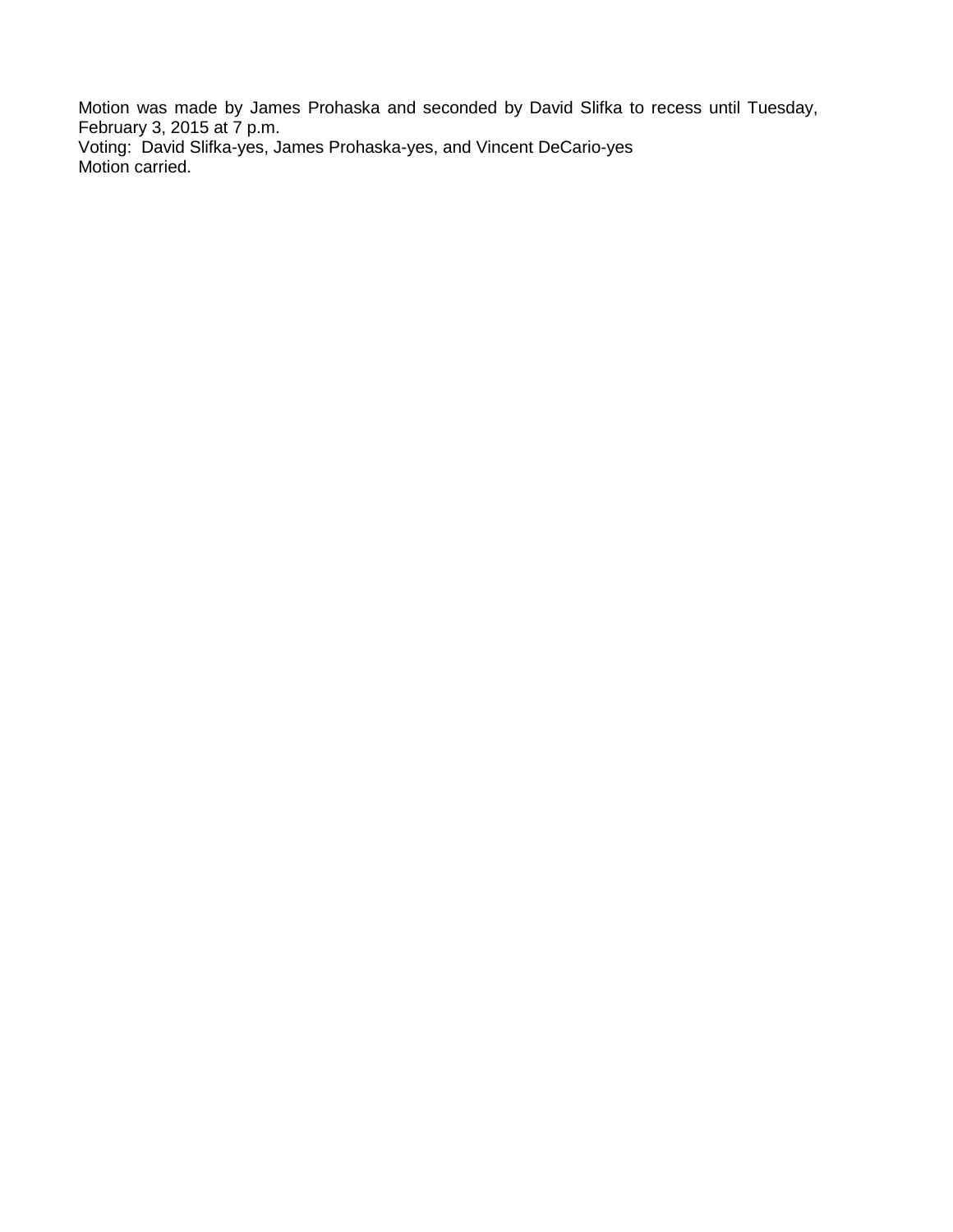Motion was made by James Prohaska and seconded by David Slifka to recess until Tuesday, February 3, 2015 at 7 p.m.
Voting: David Slifka-yes, James Prohaska-yes, and Vincent DeCario-yes
Motion carried.